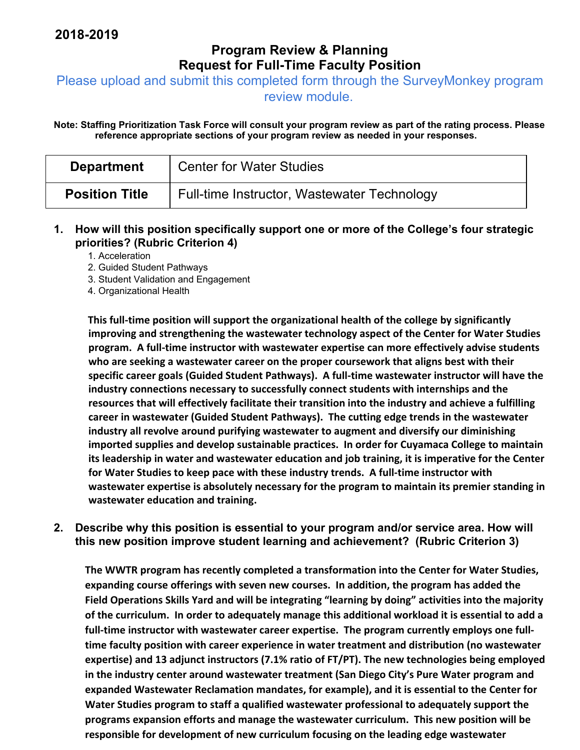**2018-2019**

# Program Review & Planning
# Request for Full-Time Faculty Position

Please upload and submit this completed form through the SurveyMonkey program review module.

**Note: Staffing Prioritization Task Force will consult your program review as part of the rating process. Please reference appropriate sections of your program review as needed in your responses.**

| **Department** | Center for Water Studies |
|---|---|
| **Position Title** | Full-time Instructor, Wastewater Technology |

1. **How will this position specifically support one or more of the College's four strategic priorities? (Rubric Criterion 4)**
    1. Acceleration
    2. Guided Student Pathways
    3. Student Validation and Engagement
    4. Organizational Health

    **This full-time position will support the organizational health of the college by significantly improving and strengthening the wastewater technology aspect of the Center for Water Studies program. A full-time instructor with wastewater expertise can more effectively advise students who are seeking a wastewater career on the proper coursework that aligns best with their specific career goals (Guided Student Pathways). A full-time wastewater instructor will have the industry connections necessary to successfully connect students with internships and the resources that will effectively facilitate their transition into the industry and achieve a fulfilling career in wastewater (Guided Student Pathways). The cutting edge trends in the wastewater industry all revolve around purifying wastewater to augment and diversify our diminishing imported supplies and develop sustainable practices. In order for Cuyamaca College to maintain its leadership in water and wastewater education and job training, it is imperative for the Center for Water Studies to keep pace with these industry trends. A full-time instructor with wastewater expertise is absolutely necessary for the program to maintain its premier standing in wastewater education and training.**

2. **Describe why this position is essential to your program and/or service area. How will this new position improve student learning and achievement? (Rubric Criterion 3)**

    **The WWTR program has recently completed a transformation into the Center for Water Studies, expanding course offerings with seven new courses. In addition, the program has added the Field Operations Skills Yard and will be integrating "learning by doing" activities into the majority of the curriculum. In order to adequately manage this additional workload it is essential to add a full-time instructor with wastewater career expertise. The program currently employs one full-time faculty position with career experience in water treatment and distribution (no wastewater expertise) and 13 adjunct instructors (7.1% ratio of FT/PT). The new technologies being employed in the industry center around wastewater treatment (San Diego City's Pure Water program and expanded Wastewater Reclamation mandates, for example), and it is essential to the Center for Water Studies program to staff a qualified wastewater professional to adequately support the programs expansion efforts and manage the wastewater curriculum. This new position will be responsible for development of new curriculum focusing on the leading edge wastewater**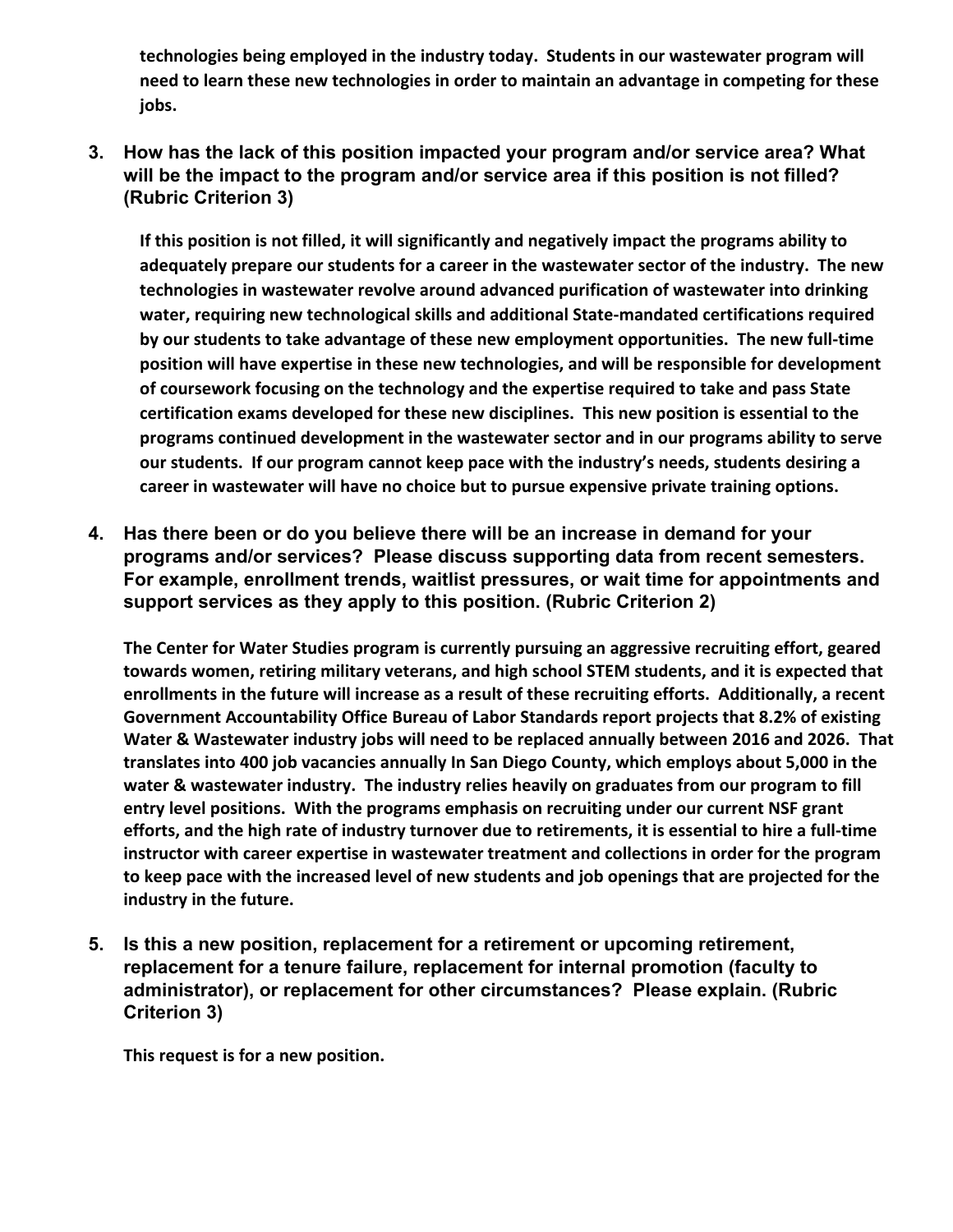**technologies being employed in the industry today. Students in our wastewater program will need to learn these new technologies in order to maintain an advantage in competing for these jobs.**

3. **How has the lack of this position impacted your program and/or service area? What will be the impact to the program and/or service area if this position is not filled? (Rubric Criterion 3)**

   **If this position is not filled, it will significantly and negatively impact the programs ability to adequately prepare our students for a career in the wastewater sector of the industry. The new technologies in wastewater revolve around advanced purification of wastewater into drinking water, requiring new technological skills and additional State-mandated certifications required by our students to take advantage of these new employment opportunities. The new full-time position will have expertise in these new technologies, and will be responsible for development of coursework focusing on the technology and the expertise required to take and pass State certification exams developed for these new disciplines. This new position is essential to the programs continued development in the wastewater sector and in our programs ability to serve our students. If our program cannot keep pace with the industry's needs, students desiring a career in wastewater will have no choice but to pursue expensive private training options.**

4. **Has there been or do you believe there will be an increase in demand for your programs and/or services? Please discuss supporting data from recent semesters. For example, enrollment trends, waitlist pressures, or wait time for appointments and support services as they apply to this position. (Rubric Criterion 2)**

   **The Center for Water Studies program is currently pursuing an aggressive recruiting effort, geared towards women, retiring military veterans, and high school STEM students, and it is expected that enrollments in the future will increase as a result of these recruiting efforts. Additionally, a recent Government Accountability Office Bureau of Labor Standards report projects that 8.2% of existing Water & Wastewater industry jobs will need to be replaced annually between 2016 and 2026. That translates into 400 job vacancies annually In San Diego County, which employs about 5,000 in the water & wastewater industry. The industry relies heavily on graduates from our program to fill entry level positions. With the programs emphasis on recruiting under our current NSF grant efforts, and the high rate of industry turnover due to retirements, it is essential to hire a full-time instructor with career expertise in wastewater treatment and collections in order for the program to keep pace with the increased level of new students and job openings that are projected for the industry in the future.**

5. **Is this a new position, replacement for a retirement or upcoming retirement, replacement for a tenure failure, replacement for internal promotion (faculty to administrator), or replacement for other circumstances? Please explain. (Rubric Criterion 3)**

   **This request is for a new position.**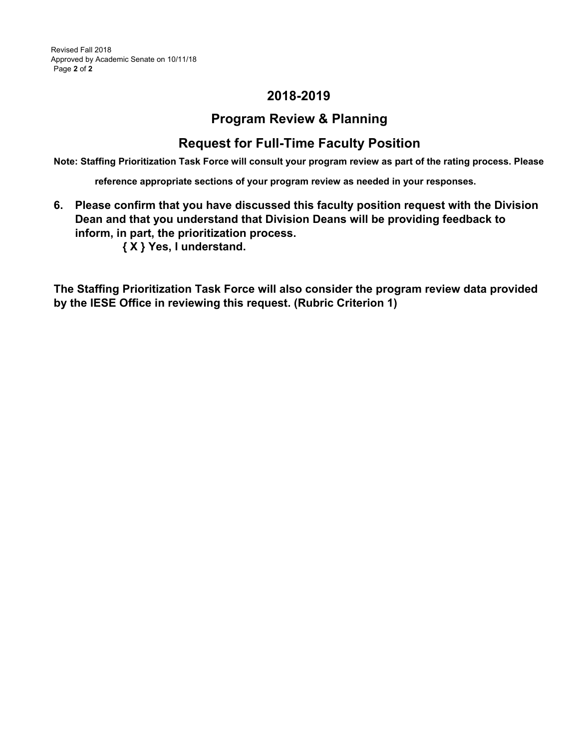# 2018-2019

## Program Review & Planning

## Request for Full-Time Faculty Position

**Note: Staffing Prioritization Task Force will consult your program review as part of the rating process. Please reference appropriate sections of your program review as needed in your responses.**

6. **Please confirm that you have discussed this faculty position request with the Division Dean and that you understand that Division Deans will be providing feedback to inform, in part, the prioritization process.**
   **{ X } Yes, I understand.**

**The Staffing Prioritization Task Force will also consider the program review data provided by the IESE Office in reviewing this request. (Rubric Criterion 1)**